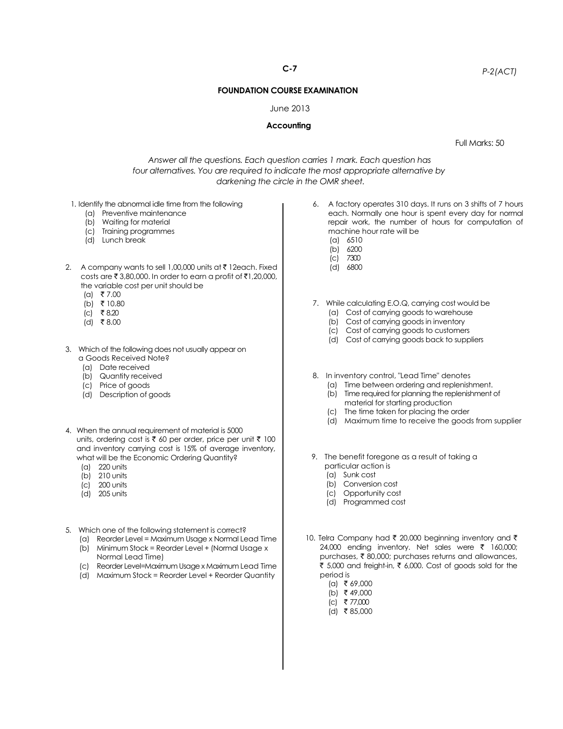**FOUNDATION COURSE EXAMINATION**

June 2013

**Accounting**

Full Marks: 50

*Answer all the questions. Each question carries 1 mark. Each question has four alternatives. You are required to indicate the most appropriate alternative by darkening the circle in the OMR sheet.*

1. Identify the abnormal idle time from the following
   - (a) Preventive maintenance
   - (b) Waiting for material
   - (c) Training programmes
   - (d) Lunch break

2. A company wants to sell 1,00,000 units at ₹ 12each. Fixed costs are ₹ 3,80,000. In order to earn a profit of ₹1,20,000, the variable cost per unit should be
   - (a) ₹ 7.00
   - (b) ₹ 10.80
   - (c) ₹ 8.20
   - (d) ₹ 8.00

3. Which of the following does not usually appear on a Goods Received Note?
   - (a) Date received
   - (b) Quantity received
   - (c) Price of goods
   - (d) Description of goods

4. When the annual requirement of material is 5000 units, ordering cost is ₹ 60 per order, price per unit ₹ 100 and inventory carrying cost is 15% of average inventory, what will be the Economic Ordering Quantity?
   - (a) 220 units
   - (b) 210 units
   - (c) 200 units
   - (d) 205 units

5. Which one of the following statement is correct?
   - (a) Reorder Level = Maximum Usage x Normal Lead Time
   - (b) Minimum Stock = Reorder Level + (Normal Usage x Normal Lead Time)
   - (c) Reorder Level=Maximum Usage x Maximum Lead Time
   - (d) Maximum Stock = Reorder Level + Reorder Quantity

6. A factory operates 310 days. It runs on 3 shifts of 7 hours each. Normally one hour is spent every day for normal repair work, the number of hours for computation of machine hour rate will be
   - (a) 6510
   - (b) 6200
   - (c) 7300
   - (d) 6800

7. While calculating E.O.Q, carrying cost would be
   - (a) Cost of carrying goods to warehouse
   - (b) Cost of carrying goods in inventory
   - (c) Cost of carrying goods to customers
   - (d) Cost of carrying goods back to suppliers

8. In inventory control, "Lead Time" denotes
   - (a) Time between ordering and replenishment.
   - (b) Time required for planning the replenishment of material for starting production
   - (c) The time taken for placing the order
   - (d) Maximum time to receive the goods from supplier

9. The benefit foregone as a result of taking a particular action is
   - (a) Sunk cost
   - (b) Conversion cost
   - (c) Opportunity cost
   - (d) Programmed cost

10. Telra Company had ₹ 20,000 beginning inventory and ₹ 24,000 ending inventory. Net sales were ₹ 160,000; purchases, ₹ 80,000; purchases returns and allowances, ₹ 5,000 and freight-in, ₹ 6,000. Cost of goods sold for the period is
    - (a) ₹ 69,000
    - (b) ₹ 49,000
    - (c) ₹ 77,000
    - (d) ₹ 85,000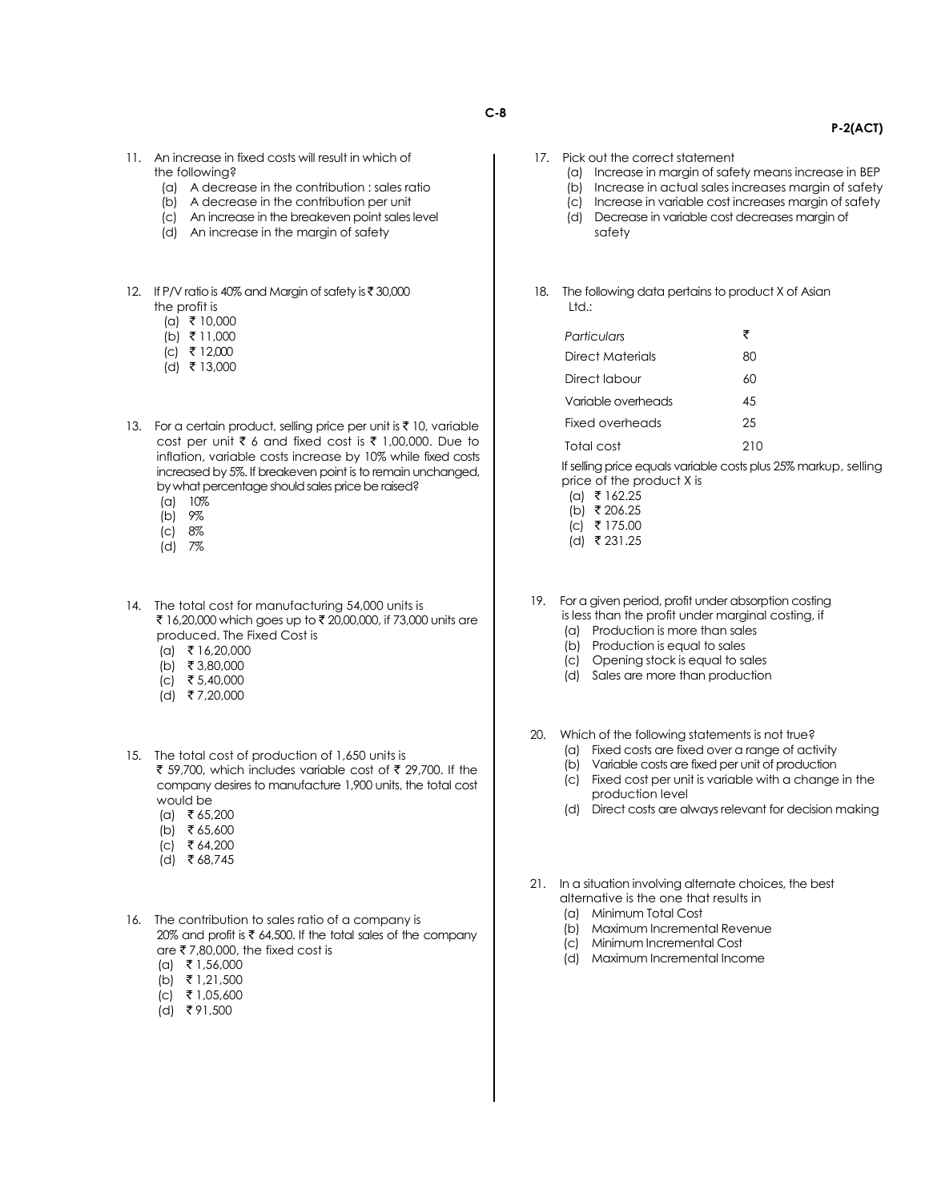11. An increase in fixed costs will result in which of the following?
    (a) A decrease in the contribution : sales ratio
    (b) A decrease in the contribution per unit
    (c) An increase in the breakeven point sales level
    (d) An increase in the margin of safety

12. If P/V ratio is 40% and Margin of safety is ₹ 30,000 the profit is
    (a) ₹ 10,000
    (b) ₹ 11,000
    (c) ₹ 12,000
    (d) ₹ 13,000

13. For a certain product, selling price per unit is ₹ 10, variable cost per unit ₹ 6 and fixed cost is ₹ 1,00,000. Due to inflation, variable costs increase by 10% while fixed costs increased by 5%. If breakeven point is to remain unchanged, by what percentage should sales price be raised?
    (a) 10%
    (b) 9%
    (c) 8%
    (d) 7%

14. The total cost for manufacturing 54,000 units is ₹ 16,20,000 which goes up to ₹ 20,00,000, if 73,000 units are produced. The Fixed Cost is
    (a) ₹ 16,20,000
    (b) ₹ 3,80,000
    (c) ₹ 5,40,000
    (d) ₹ 7,20,000

15. The total cost of production of 1,650 units is ₹ 59,700, which includes variable cost of ₹ 29,700. If the company desires to manufacture 1,900 units, the total cost would be
    (a) ₹ 65,200
    (b) ₹ 65,600
    (c) ₹ 64,200
    (d) ₹ 68,745

16. The contribution to sales ratio of a company is 20% and profit is ₹ 64,500. If the total sales of the company are ₹ 7,80,000, the fixed cost is
    (a) ₹ 1,56,000
    (b) ₹ 1,21,500
    (c) ₹ 1,05,600
    (d) ₹ 91,500

17. Pick out the correct statement
    (a) Increase in margin of safety means increase in BEP
    (b) Increase in actual sales increases margin of safety
    (c) Increase in variable cost increases margin of safety
    (d) Decrease in variable cost decreases margin of safety

18. The following data pertains to product X of Asian Ltd.:

| *Particulars* | ₹ |
|---|---|
| Direct Materials | 80 |
| Direct labour | 60 |
| Variable overheads | 45 |
| Fixed overheads | 25 |
| Total cost | 210 |

If selling price equals variable costs plus 25% markup, selling price of the product X is
    (a) ₹ 162.25
    (b) ₹ 206.25
    (c) ₹ 175.00
    (d) ₹ 231.25

19. For a given period, profit under absorption costing is less than the profit under marginal costing, if
    (a) Production is more than sales
    (b) Production is equal to sales
    (c) Opening stock is equal to sales
    (d) Sales are more than production

20. Which of the following statements is not true?
    (a) Fixed costs are fixed over a range of activity
    (b) Variable costs are fixed per unit of production
    (c) Fixed cost per unit is variable with a change in the production level
    (d) Direct costs are always relevant for decision making

21. In a situation involving alternate choices, the best alternative is the one that results in
    (a) Minimum Total Cost
    (b) Maximum Incremental Revenue
    (c) Minimum Incremental Cost
    (d) Maximum Incremental Income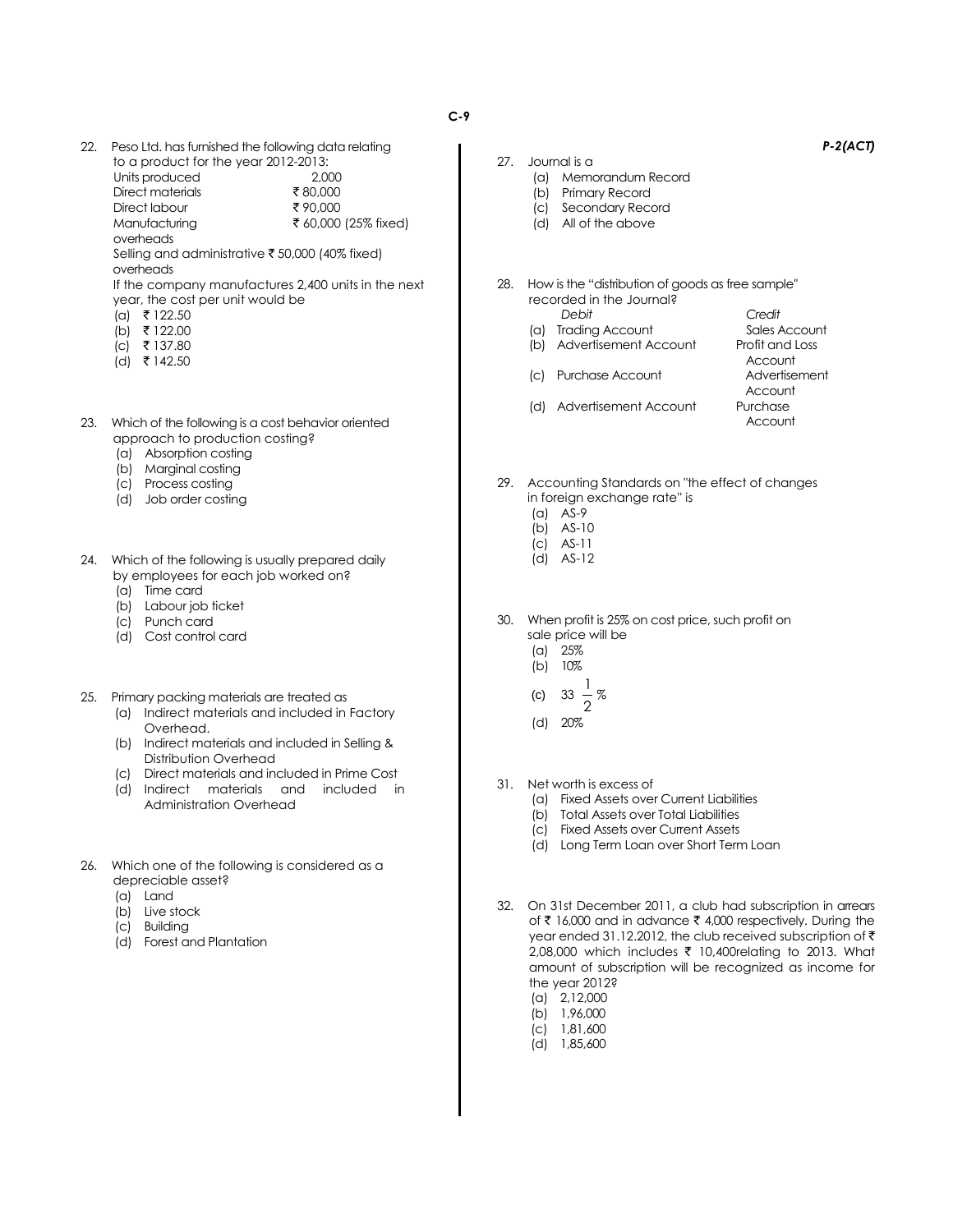22. Peso Ltd. has furnished the following data relating to a product for the year 2012-2013:

| | |
|---|---|
| Units produced | 2,000 |
| Direct materials | ₹ 80,000 |
| Direct labour | ₹ 90,000 |
| Manufacturing overheads | ₹ 60,000 (25% fixed) |
| Selling and administrative overheads | ₹ 50,000 (40% fixed) |

If the company manufactures 2,400 units in the next year, the cost per unit would be
   (a) ₹ 122.50
   (b) ₹ 122.00
   (c) ₹ 137.80
   (d) ₹ 142.50

23. Which of the following is a cost behavior oriented approach to production costing?
   (a) Absorption costing
   (b) Marginal costing
   (c) Process costing
   (d) Job order costing

24. Which of the following is usually prepared daily by employees for each job worked on?
   (a) Time card
   (b) Labour job ticket
   (c) Punch card
   (d) Cost control card

25. Primary packing materials are treated as
   (a) Indirect materials and included in Factory Overhead.
   (b) Indirect materials and included in Selling & Distribution Overhead
   (c) Direct materials and included in Prime Cost
   (d) Indirect materials and included in Administration Overhead

26. Which one of the following is considered as a depreciable asset?
   (a) Land
   (b) Live stock
   (c) Building
   (d) Forest and Plantation

27. Journal is a
   (a) Memorandum Record
   (b) Primary Record
   (c) Secondary Record
   (d) All of the above

28. How is the "distribution of goods as free sample" recorded in the Journal?

| | *Debit* | *Credit* |
|---|---|---|
| (a) | Trading Account | Sales Account |
| (b) | Advertisement Account | Profit and Loss Account |
| (c) | Purchase Account | Advertisement Account |
| (d) | Advertisement Account | Purchase Account |

29. Accounting Standards on "the effect of changes in foreign exchange rate" is
   (a) AS-9
   (b) AS-10
   (c) AS-11
   (d) AS-12

30. When profit is 25% on cost price, such profit on sale price will be
   (a) 25%
   (b) 10%
   (c) $33\frac{1}{2}\%$
   (d) 20%

31. Net worth is excess of
   (a) Fixed Assets over Current Liabilities
   (b) Total Assets over Total Liabilities
   (c) Fixed Assets over Current Assets
   (d) Long Term Loan over Short Term Loan

32. On 31st December 2011, a club had subscription in arrears of ₹ 16,000 and in advance ₹ 4,000 respectively. During the year ended 31.12.2012, the club received subscription of ₹ 2,08,000 which includes ₹ 10,400relating to 2013. What amount of subscription will be recognized as income for the year 2012?
   (a) 2,12,000
   (b) 1,96,000
   (c) 1,81,600
   (d) 1,85,600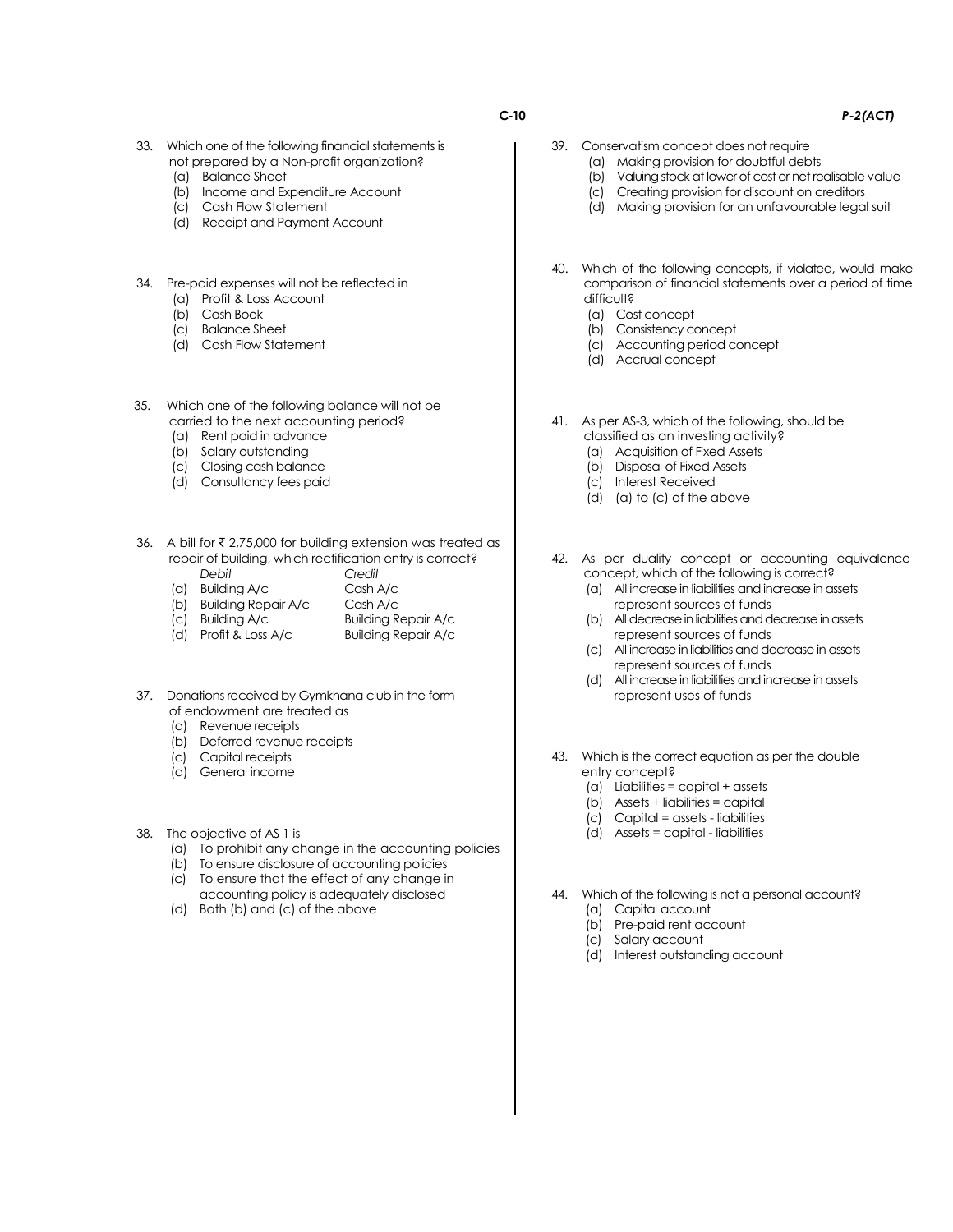33. Which one of the following financial statements is not prepared by a Non-profit organization?
    (a) Balance Sheet
    (b) Income and Expenditure Account
    (c) Cash Flow Statement
    (d) Receipt and Payment Account

34. Pre-paid expenses will not be reflected in
    (a) Profit & Loss Account
    (b) Cash Book
    (c) Balance Sheet
    (d) Cash Flow Statement

35. Which one of the following balance will not be carried to the next accounting period?
    (a) Rent paid in advance
    (b) Salary outstanding
    (c) Closing cash balance
    (d) Consultancy fees paid

36. A bill for ₹ 2,75,000 for building extension was treated as repair of building, which rectification entry is correct?

|  | *Debit* | *Credit* |
|---|---|---|
| (a) | Building A/c | Cash A/c |
| (b) | Building Repair A/c | Cash A/c |
| (c) | Building A/c | Building Repair A/c |
| (d) | Profit & Loss A/c | Building Repair A/c |

37. Donations received by Gymkhana club in the form of endowment are treated as
    (a) Revenue receipts
    (b) Deferred revenue receipts
    (c) Capital receipts
    (d) General income

38. The objective of AS 1 is
    (a) To prohibit any change in the accounting policies
    (b) To ensure disclosure of accounting policies
    (c) To ensure that the effect of any change in accounting policy is adequately disclosed
    (d) Both (b) and (c) of the above

39. Conservatism concept does not require
    (a) Making provision for doubtful debts
    (b) Valuing stock at lower of cost or net realisable value
    (c) Creating provision for discount on creditors
    (d) Making provision for an unfavourable legal suit

40. Which of the following concepts, if violated, would make comparison of financial statements over a period of time difficult?
    (a) Cost concept
    (b) Consistency concept
    (c) Accounting period concept
    (d) Accrual concept

41. As per AS-3, which of the following, should be classified as an investing activity?
    (a) Acquisition of Fixed Assets
    (b) Disposal of Fixed Assets
    (c) Interest Received
    (d) (a) to (c) of the above

42. As per duality concept or accounting equivalence concept, which of the following is correct?
    (a) All increase in liabilities and increase in assets represent sources of funds
    (b) All decrease in liabilities and decrease in assets represent sources of funds
    (c) All increase in liabilities and decrease in assets represent sources of funds
    (d) All increase in liabilities and increase in assets represent uses of funds

43. Which is the correct equation as per the double entry concept?
    (a) Liabilities = capital + assets
    (b) Assets + liabilities = capital
    (c) Capital = assets - liabilities
    (d) Assets = capital - liabilities

44. Which of the following is not a personal account?
    (a) Capital account
    (b) Pre-paid rent account
    (c) Salary account
    (d) Interest outstanding account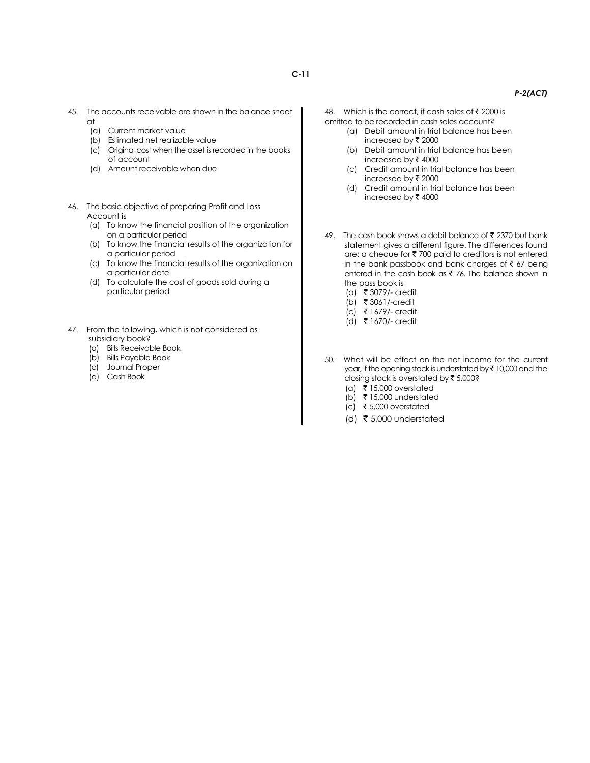45. The accounts receivable are shown in the balance sheet at
    - (a) Current market value
    - (b) Estimated net realizable value
    - (c) Original cost when the asset is recorded in the books of account
    - (d) Amount receivable when due

46. The basic objective of preparing Profit and Loss Account is
    - (a) To know the financial position of the organization on a particular period
    - (b) To know the financial results of the organization for a particular period
    - (c) To know the financial results of the organization on a particular date
    - (d) To calculate the cost of goods sold during a particular period

47. From the following, which is not considered as subsidiary book?
    - (a) Bills Receivable Book
    - (b) Bills Payable Book
    - (c) Journal Proper
    - (d) Cash Book

48. Which is the correct, if cash sales of ₹ 2000 is omitted to be recorded in cash sales account?
    - (a) Debit amount in trial balance has been increased by ₹ 2000
    - (b) Debit amount in trial balance has been increased by ₹ 4000
    - (c) Credit amount in trial balance has been increased by ₹ 2000
    - (d) Credit amount in trial balance has been increased by ₹ 4000

49. The cash book shows a debit balance of ₹ 2370 but bank statement gives a different figure. The differences found are: a cheque for ₹ 700 paid to creditors is not entered in the bank passbook and bank charges of ₹ 67 being entered in the cash book as ₹ 76. The balance shown in the pass book is
    - (a) ₹ 3079/- credit
    - (b) ₹ 3061/-credit
    - (c) ₹ 1679/- credit
    - (d) ₹ 1670/- credit

50. What will be effect on the net income for the current year, if the opening stock is understated by ₹ 10,000 and the closing stock is overstated by ₹ 5,000?
    - (a) ₹ 15,000 overstated
    - (b) ₹ 15,000 understated
    - (c) ₹ 5,000 overstated
    - (d) ₹ 5,000 understated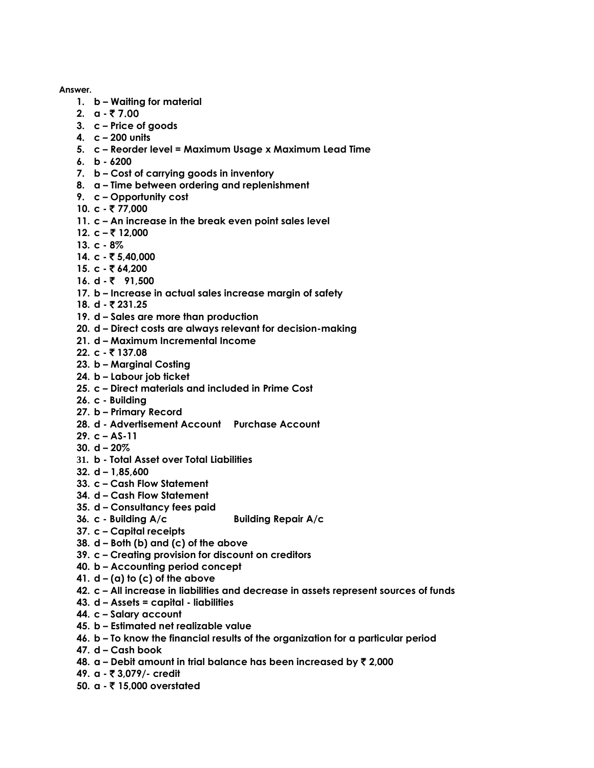**Answer.**

1. **b – Waiting for material**
2. **a - ₹ 7.00**
3. **c – Price of goods**
4. **c – 200 units**
5. **c – Reorder level = Maximum Usage x Maximum Lead Time**
6. **b - 6200**
7. **b – Cost of carrying goods in inventory**
8. **a – Time between ordering and replenishment**
9. **c – Opportunity cost**
10. **c - ₹ 77,000**
11. **c – An increase in the break even point sales level**
12. **c – ₹ 12,000**
13. **c - 8%**
14. **c - ₹ 5,40,000**
15. **c - ₹ 64,200**
16. **d - ₹ 91,500**
17. **b – Increase in actual sales increase margin of safety**
18. **d - ₹ 231.25**
19. **d – Sales are more than production**
20. **d – Direct costs are always relevant for decision-making**
21. **d – Maximum Incremental Income**
22. **c - ₹ 137.08**
23. **b – Marginal Costing**
24. **b – Labour job ticket**
25. **c – Direct materials and included in Prime Cost**
26. **c - Building**
27. **b – Primary Record**
28. **d - Advertisement Account Purchase Account**
29. **c – AS-11**
30. **d – 20%**
31. **b - Total Asset over Total Liabilities**
32. **d – 1,85,600**
33. **c – Cash Flow Statement**
34. **d – Cash Flow Statement**
35. **d – Consultancy fees paid**
36. **c - Building A/c Building Repair A/c**
37. **c – Capital receipts**
38. **d – Both (b) and (c) of the above**
39. **c – Creating provision for discount on creditors**
40. **b – Accounting period concept**
41. **d – (a) to (c) of the above**
42. **c – All increase in liabilities and decrease in assets represent sources of funds**
43. **d – Assets = capital - liabilities**
44. **c – Salary account**
45. **b – Estimated net realizable value**
46. **b – To know the financial results of the organization for a particular period**
47. **d – Cash book**
48. **a – Debit amount in trial balance has been increased by ₹ 2,000**
49. **a - ₹ 3,079/- credit**
50. **a - ₹ 15,000 overstated**